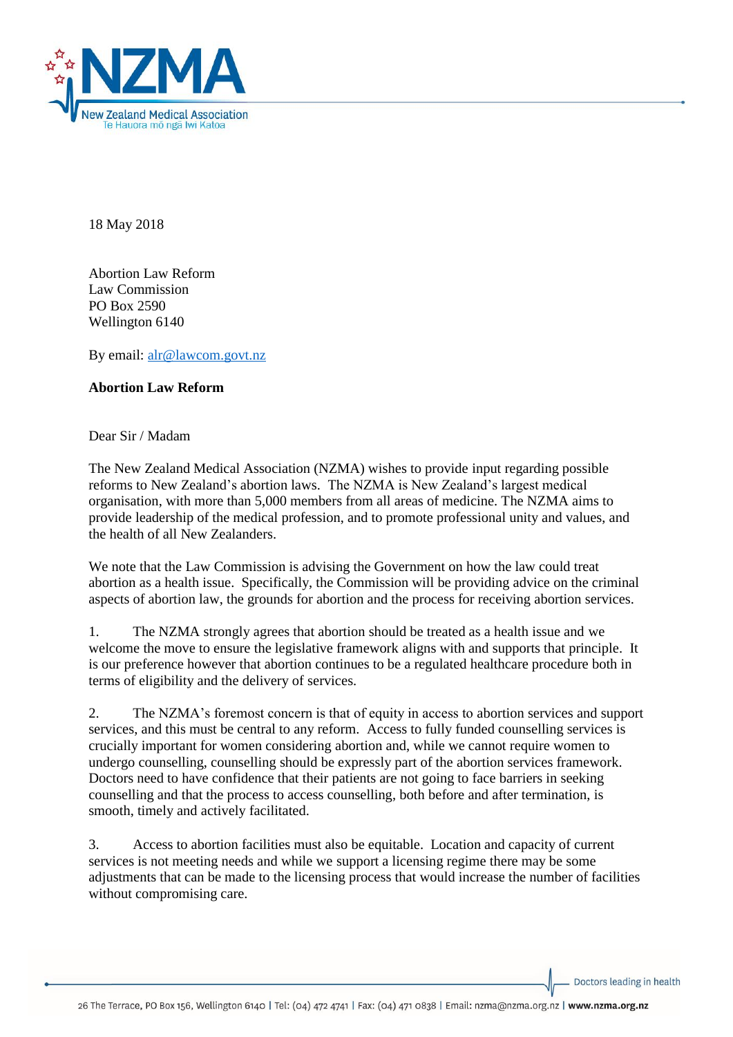18 May 2018

Abortion Law Reform
Law Commission
PO Box 2590
Wellington 6140

By email: alr@lawcom.govt.nz

**Abortion Law Reform**

Dear Sir / Madam

The New Zealand Medical Association (NZMA) wishes to provide input regarding possible reforms to New Zealand's abortion laws. The NZMA is New Zealand's largest medical organisation, with more than 5,000 members from all areas of medicine. The NZMA aims to provide leadership of the medical profession, and to promote professional unity and values, and the health of all New Zealanders.

We note that the Law Commission is advising the Government on how the law could treat abortion as a health issue. Specifically, the Commission will be providing advice on the criminal aspects of abortion law, the grounds for abortion and the process for receiving abortion services.

1. The NZMA strongly agrees that abortion should be treated as a health issue and we welcome the move to ensure the legislative framework aligns with and supports that principle. It is our preference however that abortion continues to be a regulated healthcare procedure both in terms of eligibility and the delivery of services.

2. The NZMA's foremost concern is that of equity in access to abortion services and support services, and this must be central to any reform. Access to fully funded counselling services is crucially important for women considering abortion and, while we cannot require women to undergo counselling, counselling should be expressly part of the abortion services framework. Doctors need to have confidence that their patients are not going to face barriers in seeking counselling and that the process to access counselling, both before and after termination, is smooth, timely and actively facilitated.

3. Access to abortion facilities must also be equitable. Location and capacity of current services is not meeting needs and while we support a licensing regime there may be some adjustments that can be made to the licensing process that would increase the number of facilities without compromising care.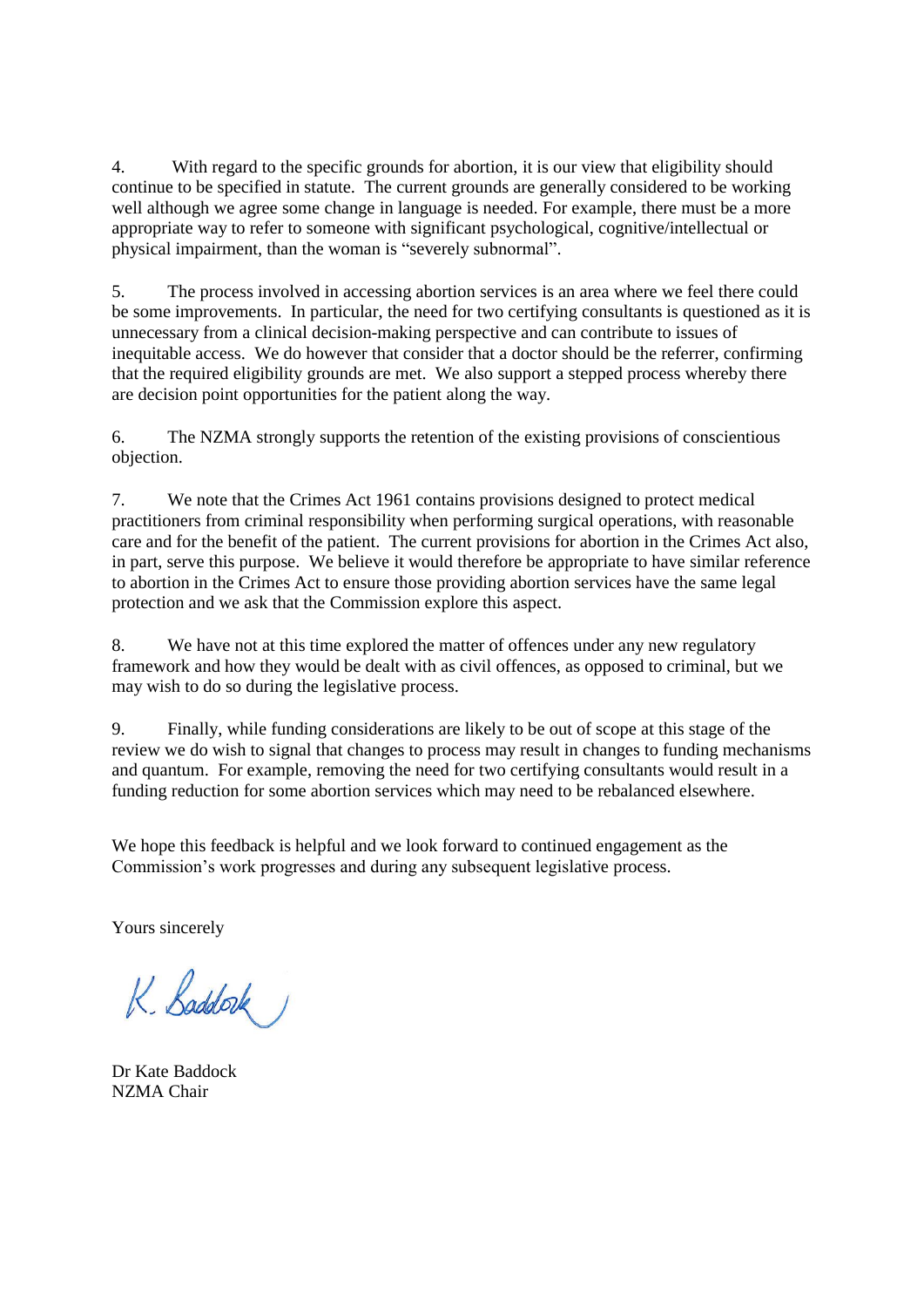4. With regard to the specific grounds for abortion, it is our view that eligibility should continue to be specified in statute. The current grounds are generally considered to be working well although we agree some change in language is needed. For example, there must be a more appropriate way to refer to someone with significant psychological, cognitive/intellectual or physical impairment, than the woman is "severely subnormal".

5. The process involved in accessing abortion services is an area where we feel there could be some improvements. In particular, the need for two certifying consultants is questioned as it is unnecessary from a clinical decision-making perspective and can contribute to issues of inequitable access. We do however that consider that a doctor should be the referrer, confirming that the required eligibility grounds are met. We also support a stepped process whereby there are decision point opportunities for the patient along the way.

6. The NZMA strongly supports the retention of the existing provisions of conscientious objection.

7. We note that the Crimes Act 1961 contains provisions designed to protect medical practitioners from criminal responsibility when performing surgical operations, with reasonable care and for the benefit of the patient. The current provisions for abortion in the Crimes Act also, in part, serve this purpose. We believe it would therefore be appropriate to have similar reference to abortion in the Crimes Act to ensure those providing abortion services have the same legal protection and we ask that the Commission explore this aspect.

8. We have not at this time explored the matter of offences under any new regulatory framework and how they would be dealt with as civil offences, as opposed to criminal, but we may wish to do so during the legislative process.

9. Finally, while funding considerations are likely to be out of scope at this stage of the review we do wish to signal that changes to process may result in changes to funding mechanisms and quantum. For example, removing the need for two certifying consultants would result in a funding reduction for some abortion services which may need to be rebalanced elsewhere.

We hope this feedback is helpful and we look forward to continued engagement as the Commission's work progresses and during any subsequent legislative process.

Yours sincerely

K. Baddock

Dr Kate Baddock
NZMA Chair